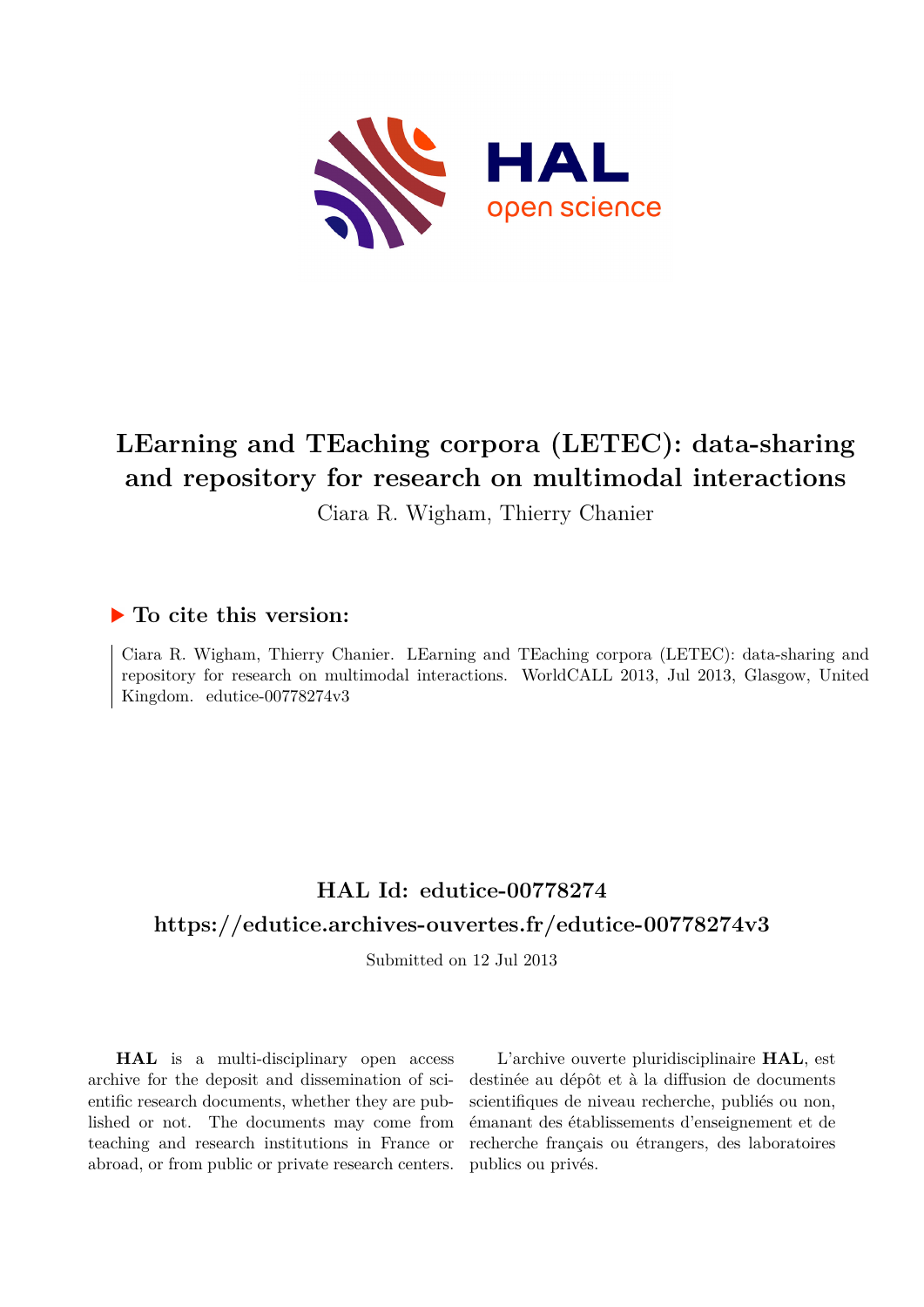# LEarning and TEaching corpora (LETEC): data-sharing and repository for research on multimodal interactions

Ciara R. Wigham, Thierry Chanier

## ▶ To cite this version:

Ciara R. Wigham, Thierry Chanier. LEarning and TEaching corpora (LETEC): data-sharing and repository for research on multimodal interactions. WorldCALL 2013, Jul 2013, Glasgow, United Kingdom. edutice-00778274v3

## HAL Id: edutice-00778274

## https://edutice.archives-ouvertes.fr/edutice-00778274v3

Submitted on 12 Jul 2013

**HAL** is a multi-disciplinary open access archive for the deposit and dissemination of scientific research documents, whether they are published or not. The documents may come from teaching and research institutions in France or abroad, or from public or private research centers.

L'archive ouverte pluridisciplinaire **HAL**, est destinée au dépôt et à la diffusion de documents scientifiques de niveau recherche, publiés ou non, émanant des établissements d'enseignement et de recherche français ou étrangers, des laboratoires publics ou privés.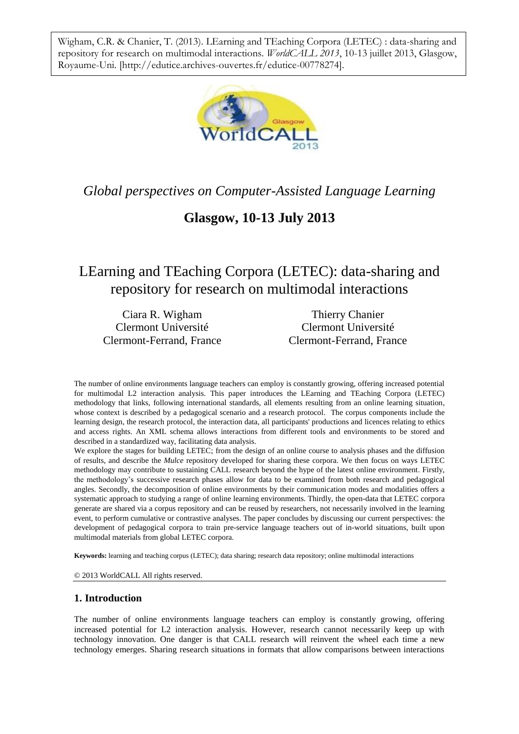Wigham, C.R. & Chanier, T. (2013). LEarning and TEaching Corpora (LETEC) : data-sharing and repository for research on multimodal interactions. *WorldCALL 2013*, 10-13 juillet 2013, Glasgow, Royaume-Uni. [http://edutice.archives-ouvertes.fr/edutice-00778274].

*Global perspectives on Computer-Assisted Language Learning*

**Glasgow, 10-13 July 2013**

# LEarning and TEaching Corpora (LETEC): data-sharing and repository for research on multimodal interactions

Ciara R. Wigham
Clermont Université
Clermont-Ferrand, France

Thierry Chanier
Clermont Université
Clermont-Ferrand, France

The number of online environments language teachers can employ is constantly growing, offering increased potential for multimodal L2 interaction analysis. This paper introduces the LEarning and TEaching Corpora (LETEC) methodology that links, following international standards, all elements resulting from an online learning situation, whose context is described by a pedagogical scenario and a research protocol. The corpus components include the learning design, the research protocol, the interaction data, all participants' productions and licences relating to ethics and access rights. An XML schema allows interactions from different tools and environments to be stored and described in a standardized way, facilitating data analysis.

We explore the stages for building LETEC; from the design of an online course to analysis phases and the diffusion of results, and describe the *Mulce* repository developed for sharing these corpora. We then focus on ways LETEC methodology may contribute to sustaining CALL research beyond the hype of the latest online environment. Firstly, the methodology's successive research phases allow for data to be examined from both research and pedagogical angles. Secondly, the decomposition of online environments by their communication modes and modalities offers a systematic approach to studying a range of online learning environments. Thirdly, the open-data that LETEC corpora generate are shared via a corpus repository and can be reused by researchers, not necessarily involved in the learning event, to perform cumulative or contrastive analyses. The paper concludes by discussing our current perspectives: the development of pedagogical corpora to train pre-service language teachers out of in-world situations, built upon multimodal materials from global LETEC corpora.

**Keywords:** learning and teaching corpus (LETEC); data sharing; research data repository; online multimodal interactions

© 2013 WorldCALL All rights reserved.

## 1. Introduction

The number of online environments language teachers can employ is constantly growing, offering increased potential for L2 interaction analysis. However, research cannot necessarily keep up with technology innovation. One danger is that CALL research will reinvent the wheel each time a new technology emerges. Sharing research situations in formats that allow comparisons between interactions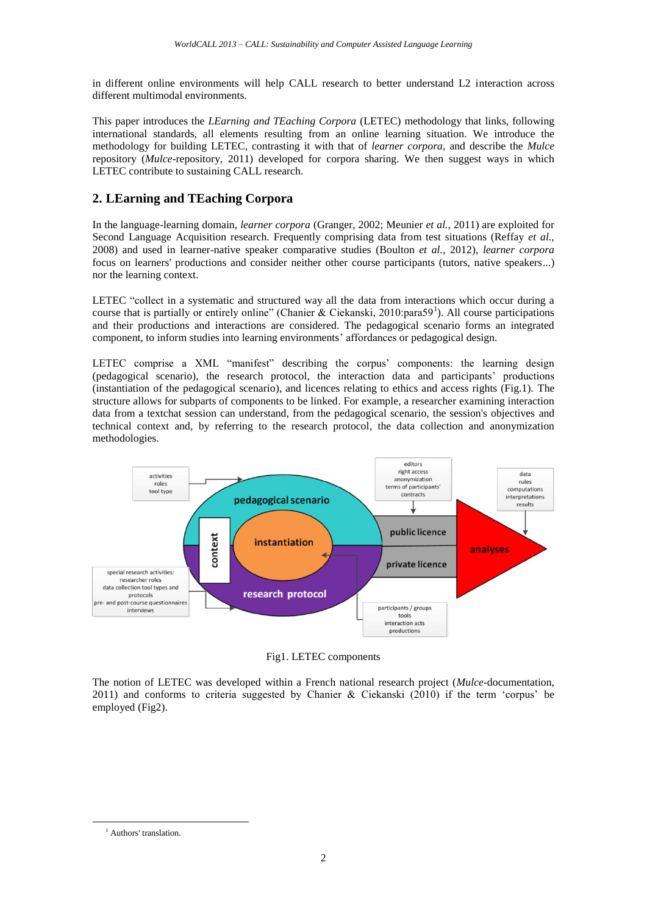in different online environments will help CALL research to better understand L2 interaction across different multimodal environments.

This paper introduces the *LEarning and TEaching Corpora* (LETEC) methodology that links, following international standards, all elements resulting from an online learning situation. We introduce the methodology for building LETEC, contrasting it with that of *learner corpora*, and describe the *Mulce* repository (*Mulce*-repository, 2011) developed for corpora sharing. We then suggest ways in which LETEC contribute to sustaining CALL research.

## 2. LEarning and TEaching Corpora

In the language-learning domain, *learner corpora* (Granger, 2002; Meunier *et al.,* 2011) are exploited for Second Language Acquisition research. Frequently comprising data from test situations (Reffay *et al.,* 2008) and used in learner-native speaker comparative studies (Boulton *et al.,* 2012), *learner corpora* focus on learners' productions and consider neither other course participants (tutors, native speakers...) nor the learning context.

LETEC "collect in a systematic and structured way all the data from interactions which occur during a course that is partially or entirely online" (Chanier & Ciekanski, 2010:para59[1]). All course participations and their productions and interactions are considered. The pedagogical scenario forms an integrated component, to inform studies into learning environments' affordances or pedagogical design.

LETEC comprise a XML "manifest" describing the corpus' components: the learning design (pedagogical scenario), the research protocol, the interaction data and participants' productions (instantiation of the pedagogical scenario), and licences relating to ethics and access rights (Fig.1). The structure allows for subparts of components to be linked. For example, a researcher examining interaction data from a textchat session can understand, from the pedagogical scenario, the session's objectives and technical context and, by referring to the research protocol, the data collection and anonymization methodologies.

Fig1. LETEC components

The notion of LETEC was developed within a French national research project (*Mulce*-documentation, 2011) and conforms to criteria suggested by Chanier & Ciekanski (2010) if the term 'corpus' be employed (Fig2).

[1] Authors' translation.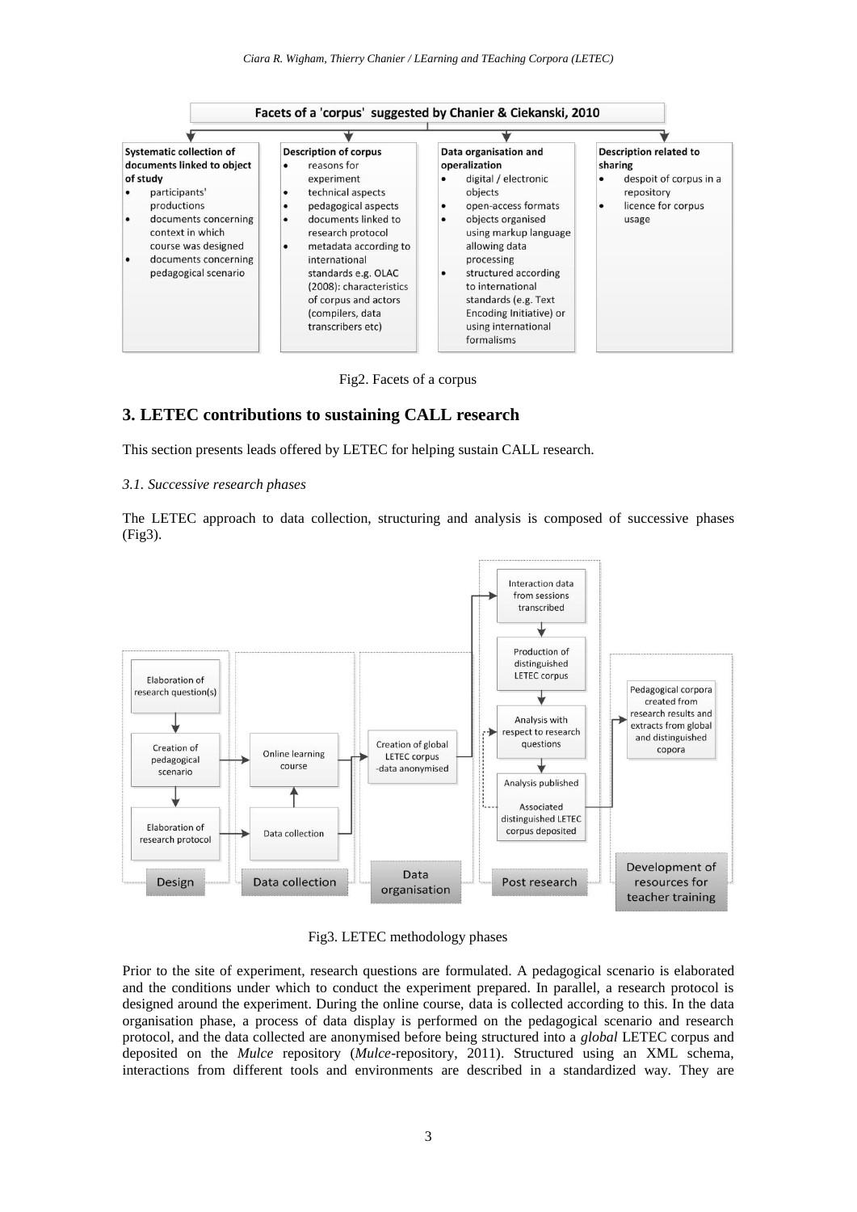Facets of a 'corpus' suggested by Chanier & Ciekanski, 2010

**Systematic collection of documents linked to object of study**

- participants' productions
- documents concerning context in which course was designed
- documents concerning pedagogical scenario

**Description of corpus**

- reasons for experiment
- technical aspects
- pedagogical aspects
- documents linked to research protocol
- metadata according to international standards e.g. OLAC (2008): characteristics of corpus and actors (compilers, data transcribers etc)

**Data organisation and operalization**

- digital / electronic objects
- open-access formats
- objects organised using markup language allowing data processing
- structured according to international standards (e.g. Text Encoding Initiative) or using international formalisms

**Description related to sharing**

- despoit of corpus in a repository
- licence for corpus usage

Fig2. Facets of a corpus

## 3. LETEC contributions to sustaining CALL research

This section presents leads offered by LETEC for helping sustain CALL research.

### *3.1. Successive research phases*

The LETEC approach to data collection, structuring and analysis is composed of successive phases (Fig3).

**Design:** Elaboration of research question(s) → Creation of pedagogical scenario → Elaboration of research protocol

**Data collection:** Online learning course; Data collection

**Data organisation:** Creation of global LETEC corpus -data anonymised

**Post research:** Interaction data from sessions transcribed → Production of distinguished LETEC corpus → Analysis with respect to research questions → Analysis published; Associated distinguished LETEC corpus deposited

**Development of resources for teacher training:** Pedagogical corpora created from research results and extracts from global and distinguished copora

Fig3. LETEC methodology phases

Prior to the site of experiment, research questions are formulated. A pedagogical scenario is elaborated and the conditions under which to conduct the experiment prepared. In parallel, a research protocol is designed around the experiment. During the online course, data is collected according to this. In the data organisation phase, a process of data display is performed on the pedagogical scenario and research protocol, and the data collected are anonymised before being structured into a *global* LETEC corpus and deposited on the *Mulce* repository (*Mulce*-repository, 2011). Structured using an XML schema, interactions from different tools and environments are described in a standardized way. They are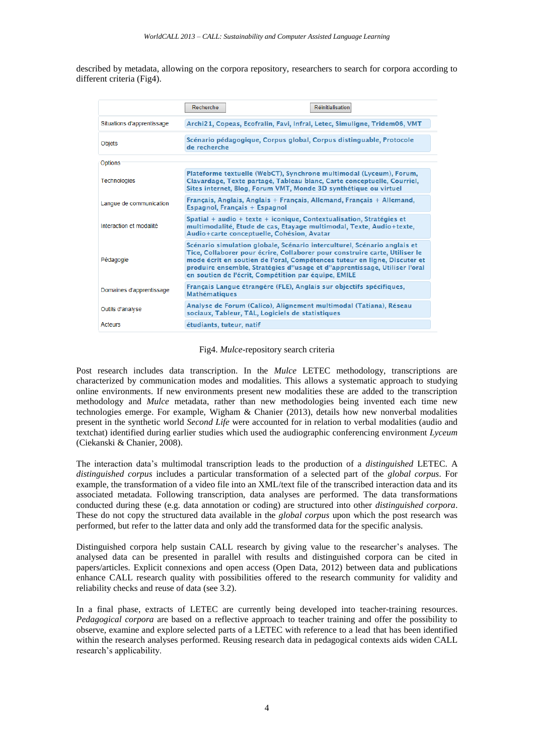described by metadata, allowing on the corpora repository, researchers to search for corpora according to different criteria (Fig4).

| Recherche | Réinitialisation |
|---|---|
| Situations d'apprentissage | Archi21, Copeas, Ecofralin, Favi, Infral, Letec, Simuligne, Tridem06, VMT |
| Objets | Scénario pédagogique, Corpus global, Corpus distinguable, Protocole de recherche |
| Options | |
| Technologies | Plateforme textuelle (WebCT), Synchrone multimodal (Lyceum), Forum, Clavardage, Texte partagé, Tableau blanc, Carte conceptuelle, Courriel, Sites internet, Blog, Forum VMT, Monde 3D synthétique ou virtuel |
| Langue de communication | Français, Anglais, Anglais + Français, Allemand, Français + Allemand, Espagnol, Français + Espagnol |
| Interaction et modalité | Spatial + audio + texte + iconique, Contextualisation, Stratégies et multimodalité, Etude de cas, Etayage multimodal, Texte, Audio+texte, Audio+carte conceptuelle, Cohésion, Avatar |
| Pédagogie | Scénario simulation globale, Scénario interculturel, Scénario anglais et Tice, Collaborer pour écrire, Collaborer pour construire carte, Utiliser le mode écrit en soutien de l'oral, Compétences tuteur en ligne, Discuter et produire ensemble, Stratégies d"usage et d"apprentissage, Utiliser l'oral en soutien de l'écrit, Compétition par équipe, EMILE |
| Domaines d'apprentissage | Français Langue étrangère (FLE), Anglais sur objectifs spécifiques, Mathématiques |
| Outils d'analyse | Analyse de Forum (Calico), Alignement multimodal (Tatiana), Réseau sociaux, Tableur, TAL, Logiciels de statistiques |
| Acteurs | étudiants, tuteur, natif |

Fig4. *Mulce*-repository search criteria

Post research includes data transcription. In the *Mulce* LETEC methodology, transcriptions are characterized by communication modes and modalities. This allows a systematic approach to studying online environments. If new environments present new modalities these are added to the transcription methodology and *Mulce* metadata, rather than new methodologies being invented each time new technologies emerge. For example, Wigham & Chanier (2013), details how new nonverbal modalities present in the synthetic world *Second Life* were accounted for in relation to verbal modalities (audio and textchat) identified during earlier studies which used the audiographic conferencing environment *Lyceum* (Ciekanski & Chanier, 2008).

The interaction data's multimodal transcription leads to the production of a *distinguished* LETEC. A *distinguished corpus* includes a particular transformation of a selected part of the *global corpus*. For example, the transformation of a video file into an XML/text file of the transcribed interaction data and its associated metadata. Following transcription, data analyses are performed. The data transformations conducted during these (e.g. data annotation or coding) are structured into other *distinguished corpora*. These do not copy the structured data available in the *global corpus* upon which the post research was performed, but refer to the latter data and only add the transformed data for the specific analysis.

Distinguished corpora help sustain CALL research by giving value to the researcher's analyses. The analysed data can be presented in parallel with results and distinguished corpora can be cited in papers/articles. Explicit connexions and open access (Open Data, 2012) between data and publications enhance CALL research quality with possibilities offered to the research community for validity and reliability checks and reuse of data (see 3.2).

In a final phase, extracts of LETEC are currently being developed into teacher-training resources. *Pedagogical corpora* are based on a reflective approach to teacher training and offer the possibility to observe, examine and explore selected parts of a LETEC with reference to a lead that has been identified within the research analyses performed. Reusing research data in pedagogical contexts aids widen CALL research's applicability.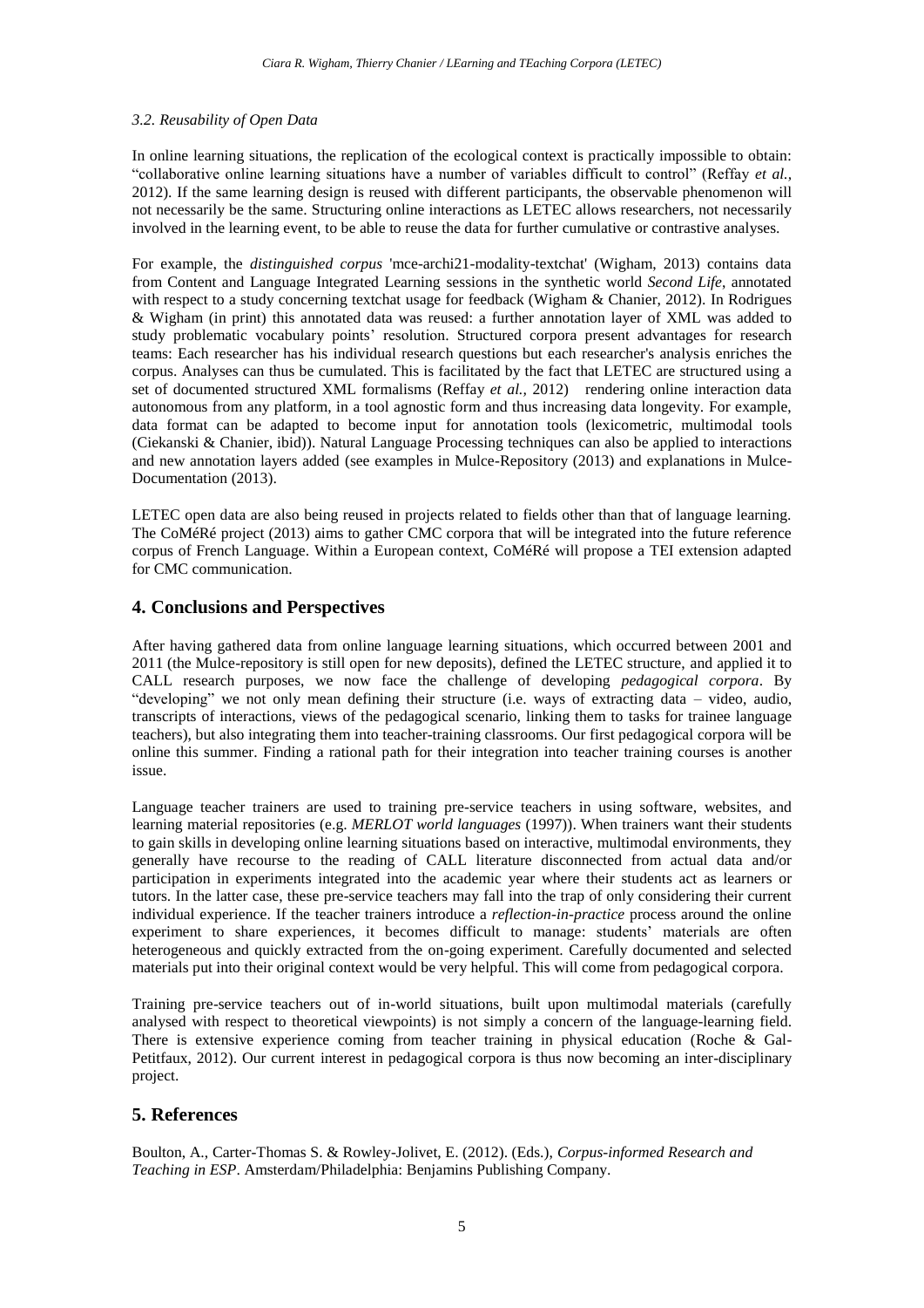### *3.2. Reusability of Open Data*

In online learning situations, the replication of the ecological context is practically impossible to obtain: "collaborative online learning situations have a number of variables difficult to control" (Reffay *et al.*, 2012). If the same learning design is reused with different participants, the observable phenomenon will not necessarily be the same. Structuring online interactions as LETEC allows researchers, not necessarily involved in the learning event, to be able to reuse the data for further cumulative or contrastive analyses.

For example, the *distinguished corpus* 'mce-archi21-modality-textchat' (Wigham, 2013) contains data from Content and Language Integrated Learning sessions in the synthetic world *Second Life*, annotated with respect to a study concerning textchat usage for feedback (Wigham & Chanier, 2012). In Rodrigues & Wigham (in print) this annotated data was reused: a further annotation layer of XML was added to study problematic vocabulary points' resolution. Structured corpora present advantages for research teams: Each researcher has his individual research questions but each researcher's analysis enriches the corpus. Analyses can thus be cumulated. This is facilitated by the fact that LETEC are structured using a set of documented structured XML formalisms (Reffay *et al.*, 2012) rendering online interaction data autonomous from any platform, in a tool agnostic form and thus increasing data longevity. For example, data format can be adapted to become input for annotation tools (lexicometric, multimodal tools (Ciekanski & Chanier, ibid)). Natural Language Processing techniques can also be applied to interactions and new annotation layers added (see examples in Mulce-Repository (2013) and explanations in Mulce-Documentation (2013).

LETEC open data are also being reused in projects related to fields other than that of language learning. The CoMéRé project (2013) aims to gather CMC corpora that will be integrated into the future reference corpus of French Language. Within a European context, CoMéRé will propose a TEI extension adapted for CMC communication.

## 4. Conclusions and Perspectives

After having gathered data from online language learning situations, which occurred between 2001 and 2011 (the Mulce-repository is still open for new deposits), defined the LETEC structure, and applied it to CALL research purposes, we now face the challenge of developing *pedagogical corpora*. By "developing" we not only mean defining their structure (i.e. ways of extracting data – video, audio, transcripts of interactions, views of the pedagogical scenario, linking them to tasks for trainee language teachers), but also integrating them into teacher-training classrooms. Our first pedagogical corpora will be online this summer. Finding a rational path for their integration into teacher training courses is another issue.

Language teacher trainers are used to training pre-service teachers in using software, websites, and learning material repositories (e.g. *MERLOT world languages* (1997)). When trainers want their students to gain skills in developing online learning situations based on interactive, multimodal environments, they generally have recourse to the reading of CALL literature disconnected from actual data and/or participation in experiments integrated into the academic year where their students act as learners or tutors. In the latter case, these pre-service teachers may fall into the trap of only considering their current individual experience. If the teacher trainers introduce a *reflection-in-practice* process around the online experiment to share experiences, it becomes difficult to manage: students' materials are often heterogeneous and quickly extracted from the on-going experiment. Carefully documented and selected materials put into their original context would be very helpful. This will come from pedagogical corpora.

Training pre-service teachers out of in-world situations, built upon multimodal materials (carefully analysed with respect to theoretical viewpoints) is not simply a concern of the language-learning field. There is extensive experience coming from teacher training in physical education (Roche & Gal-Petitfaux, 2012). Our current interest in pedagogical corpora is thus now becoming an inter-disciplinary project.

## 5. References

Boulton, A., Carter-Thomas S. & Rowley-Jolivet, E. (2012). (Eds.), *Corpus-informed Research and Teaching in ESP*. Amsterdam/Philadelphia: Benjamins Publishing Company.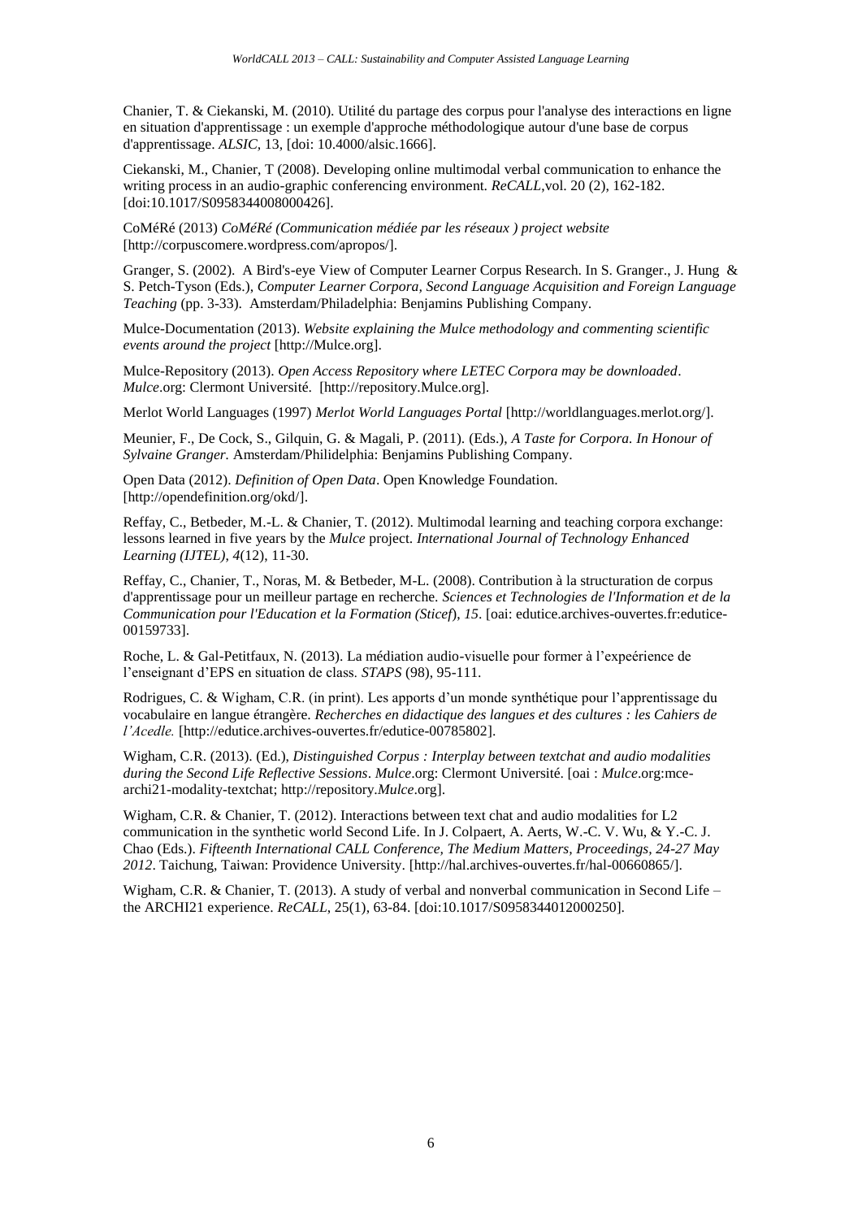Chanier, T. & Ciekanski, M. (2010). Utilité du partage des corpus pour l'analyse des interactions en ligne en situation d'apprentissage : un exemple d'approche méthodologique autour d'une base de corpus d'apprentissage. *ALSIC*, 13, [doi: 10.4000/alsic.1666].

Ciekanski, M., Chanier, T (2008). Developing online multimodal verbal communication to enhance the writing process in an audio-graphic conferencing environment. *ReCALL*,vol. 20 (2), 162-182. [doi:10.1017/S0958344008000426].

CoMéRé (2013) *CoMéRé (Communication médiée par les réseaux ) project website* [http://corpuscomere.wordpress.com/apropos/].

Granger, S. (2002). A Bird's-eye View of Computer Learner Corpus Research. In S. Granger., J. Hung & S. Petch-Tyson (Eds.), *Computer Learner Corpora, Second Language Acquisition and Foreign Language Teaching* (pp. 3-33). Amsterdam/Philadelphia: Benjamins Publishing Company.

Mulce-Documentation (2013). *Website explaining the Mulce methodology and commenting scientific events around the project* [http://Mulce.org].

Mulce-Repository (2013). *Open Access Repository where LETEC Corpora may be downloaded*. *Mulce*.org: Clermont Université. [http://repository.Mulce.org].

Merlot World Languages (1997) *Merlot World Languages Portal* [http://worldlanguages.merlot.org/].

Meunier, F., De Cock, S., Gilquin, G. & Magali, P. (2011). (Eds.), *A Taste for Corpora. In Honour of Sylvaine Granger.* Amsterdam/Philidelphia: Benjamins Publishing Company.

Open Data (2012). *Definition of Open Data*. Open Knowledge Foundation. [http://opendefinition.org/okd/].

Reffay, C., Betbeder, M.-L. & Chanier, T. (2012). Multimodal learning and teaching corpora exchange: lessons learned in five years by the *Mulce* project. *International Journal of Technology Enhanced Learning (IJTEL)*, *4*(12), 11-30.

Reffay, C., Chanier, T., Noras, M. & Betbeder, M-L. (2008). Contribution à la structuration de corpus d'apprentissage pour un meilleur partage en recherche. *Sciences et Technologies de l'Information et de la Communication pour l'Education et la Formation (Sticef*), *15*. [oai: edutice.archives-ouvertes.fr:edutice-00159733].

Roche, L. & Gal-Petitfaux, N. (2013). La médiation audio-visuelle pour former à l'expeérience de l'enseignant d'EPS en situation de class. *STAPS* (98), 95-111.

Rodrigues, C. & Wigham, C.R. (in print). Les apports d'un monde synthétique pour l'apprentissage du vocabulaire en langue étrangère. *Recherches en didactique des langues et des cultures : les Cahiers de l'Acedle.* [http://edutice.archives-ouvertes.fr/edutice-00785802].

Wigham, C.R. (2013). (Ed.), *Distinguished Corpus : Interplay between textchat and audio modalities during the Second Life Reflective Sessions*. *Mulce*.org: Clermont Université. [oai : *Mulce*.org:mce-archi21-modality-textchat; http://repository.*Mulce*.org].

Wigham, C.R. & Chanier, T. (2012). Interactions between text chat and audio modalities for L2 communication in the synthetic world Second Life. In J. Colpaert, A. Aerts, W.-C. V. Wu, & Y.-C. J. Chao (Eds.). *Fifteenth International CALL Conference, The Medium Matters, Proceedings, 24-27 May 2012*. Taichung, Taiwan: Providence University. [http://hal.archives-ouvertes.fr/hal-00660865/].

Wigham, C.R. & Chanier, T. (2013). A study of verbal and nonverbal communication in Second Life – the ARCHI21 experience. *ReCALL*, 25(1), 63-84. [doi:10.1017/S0958344012000250].